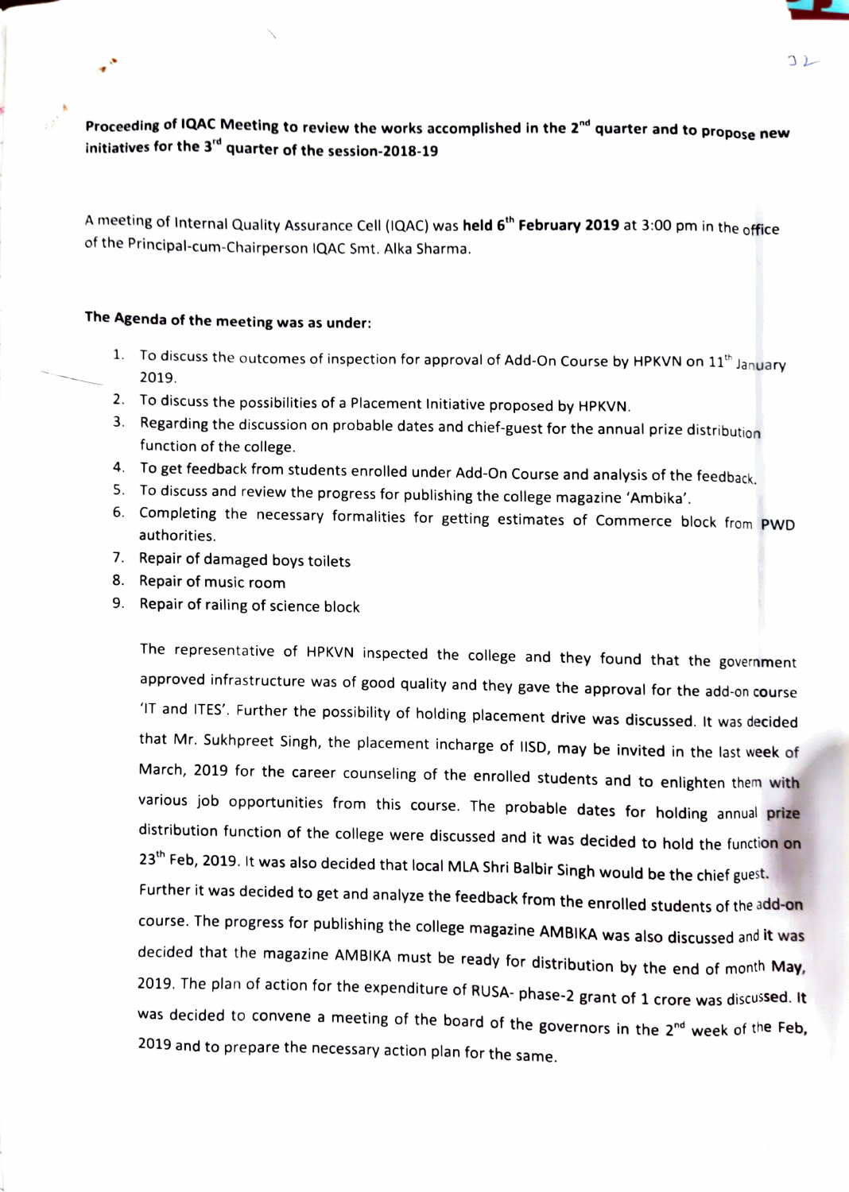**Proceeding of IQAC Meeting to review the works accomplished in the 2nd quarter and to propose new initiatives for the 3rd quarter of the session-2018-19**

A meeting of Internal Quality Assurance Cell (IQAC) was **held 6th February 2019** at 3:00 pm in the office of the Principal-cum-Chairperson IQAC Smt. Alka Sharma.

**The Agenda of the meeting was as under:**

1. To discuss the outcomes of inspection for approval of Add-On Course by HPKVN on 11th January 2019.
2. To discuss the possibilities of a Placement Initiative proposed by HPKVN.
3. Regarding the discussion on probable dates and chief-guest for the annual prize distribution function of the college.
4. To get feedback from students enrolled under Add-On Course and analysis of the feedback.
5. To discuss and review the progress for publishing the college magazine 'Ambika'.
6. Completing the necessary formalities for getting estimates of Commerce block from PWD authorities.
7. Repair of damaged boys toilets
8. Repair of music room
9. Repair of railing of science block

The representative of HPKVN inspected the college and they found that the government approved infrastructure was of good quality and they gave the approval for the add-on course 'IT and ITES'. Further the possibility of holding placement drive was discussed. It was decided that Mr. Sukhpreet Singh, the placement incharge of IISD, may be invited in the last week of March, 2019 for the career counseling of the enrolled students and to enlighten them with various job opportunities from this course. The probable dates for holding annual prize distribution function of the college were discussed and it was decided to hold the function on 23th Feb, 2019. It was also decided that local MLA Shri Balbir Singh would be the chief guest. Further it was decided to get and analyze the feedback from the enrolled students of the add-on course. The progress for publishing the college magazine AMBIKA was also discussed and it was decided that the magazine AMBIKA must be ready for distribution by the end of month May, 2019. The plan of action for the expenditure of RUSA- phase-2 grant of 1 crore was discussed. It was decided to convene a meeting of the board of the governors in the 2nd week of the Feb, 2019 and to prepare the necessary action plan for the same.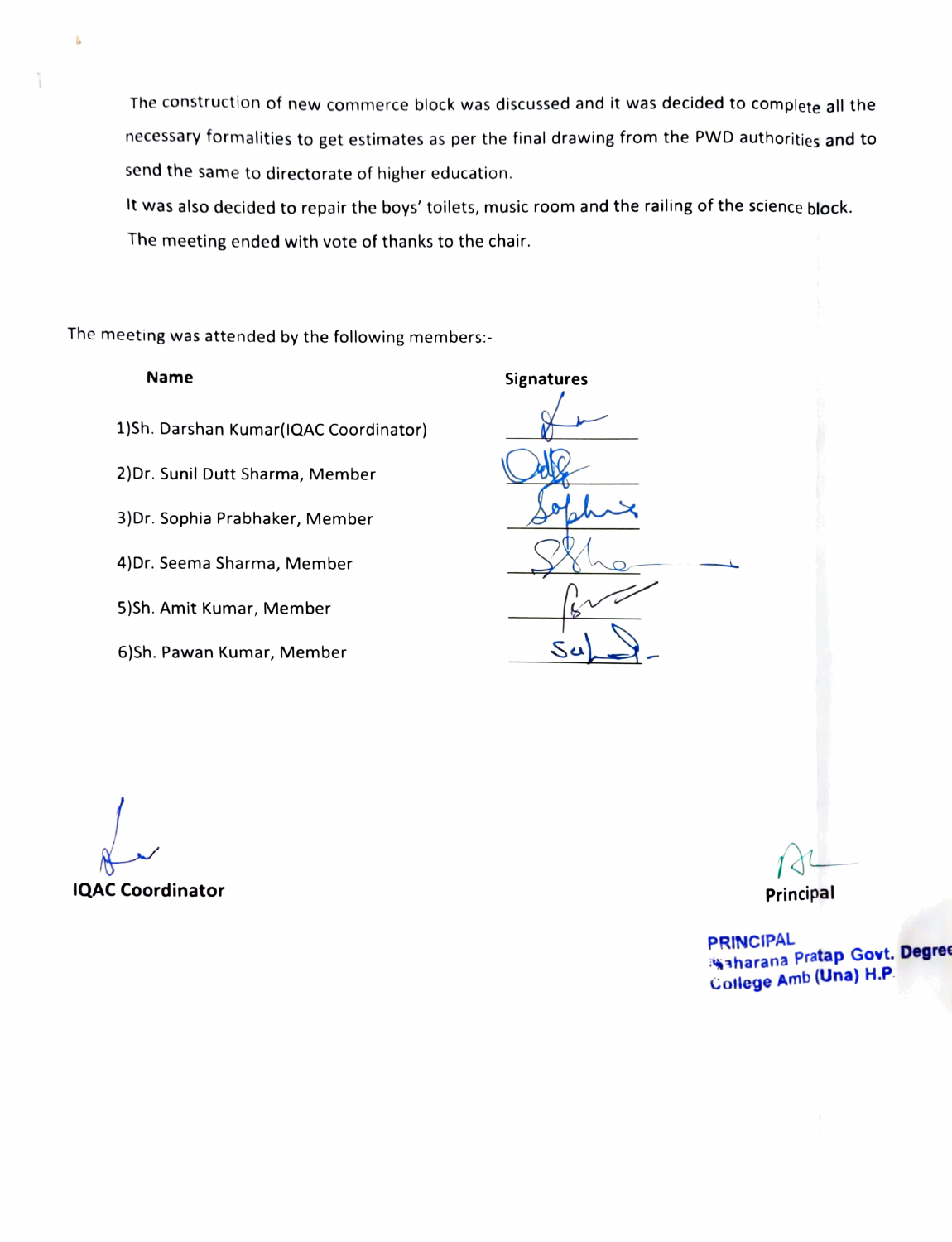The construction of new commerce block was discussed and it was decided to complete all the necessary formalities to get estimates as per the final drawing from the PWD authorities and to send the same to directorate of higher education.

It was also decided to repair the boys' toilets, music room and the railing of the science block.

The meeting ended with vote of thanks to the chair.

The meeting was attended by the following members:-

| Name | Signatures |
|---|---|
| 1)Sh. Darshan Kumar(IQAC Coordinator) | |
| 2)Dr. Sunil Dutt Sharma, Member | |
| 3)Dr. Sophia Prabhaker, Member | |
| 4)Dr. Seema Sharma, Member | |
| 5)Sh. Amit Kumar, Member | |
| 6)Sh. Pawan Kumar, Member | |

**IQAC Coordinator**

**Principal**

PRINCIPAL
Maharana Pratap Govt. Degree College Amb (Una) H.P.